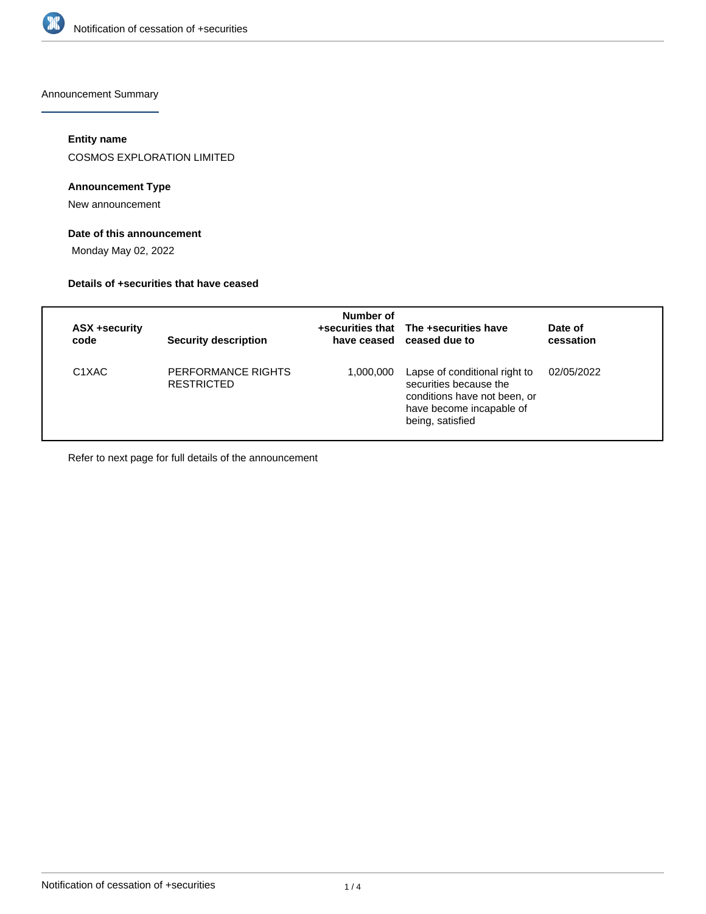Announcement Summary

**Entity name**

COSMOS EXPLORATION LIMITED

**Announcement Type**

New announcement

**Date of this announcement**

Monday May 02, 2022

**Details of +securities that have ceased**

| ASX +security code | Security description | Number of +securities that have ceased | The +securities have ceased due to | Date of cessation |
|---|---|---|---|---|
| C1XAC | PERFORMANCE RIGHTS RESTRICTED | 1,000,000 | Lapse of conditional right to securities because the conditions have not been, or have become incapable of being, satisfied | 02/05/2022 |

Refer to next page for full details of the announcement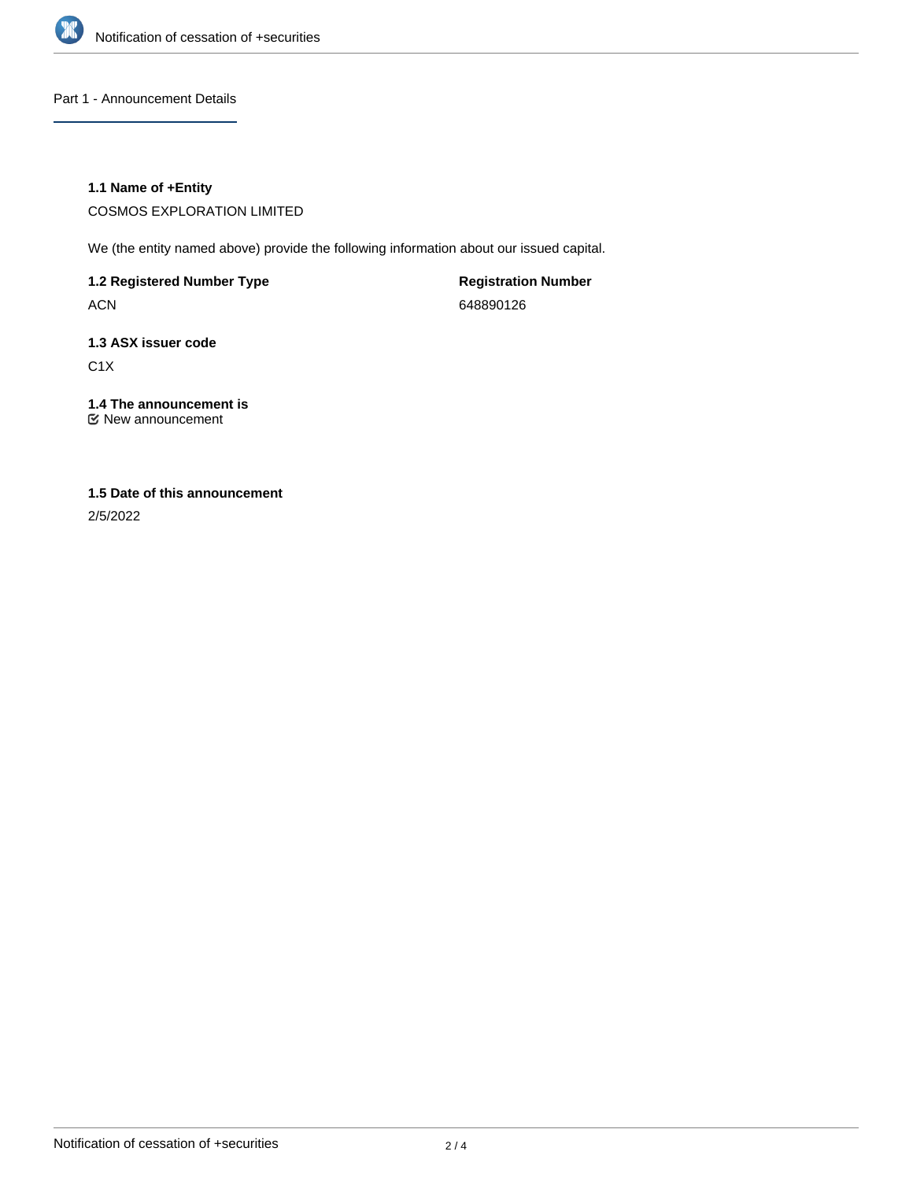## Part 1 - Announcement Details

### 1.1 Name of +Entity

COSMOS EXPLORATION LIMITED

We (the entity named above) provide the following information about our issued capital.

| 1.2 Registered Number Type | Registration Number |
| --- | --- |
| ACN | 648890126 |

### 1.3 ASX issuer code

C1X

### 1.4 The announcement is

☑ New announcement

### 1.5 Date of this announcement

2/5/2022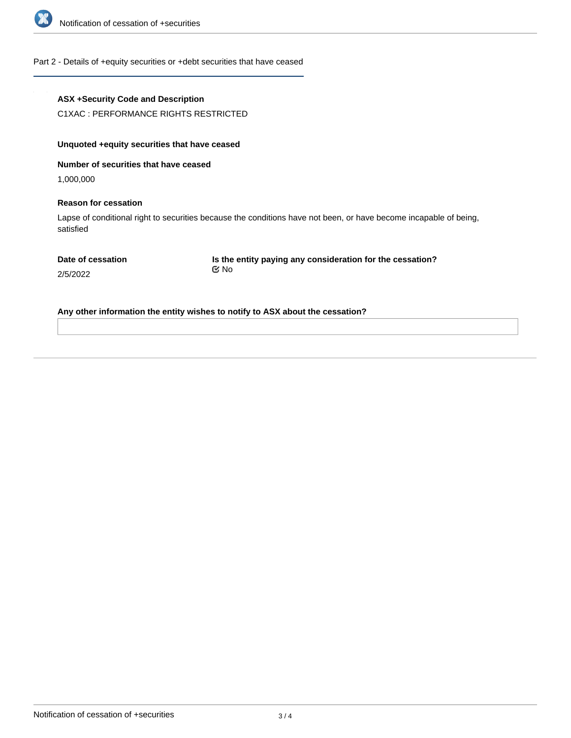## Part 2 - Details of +equity securities or +debt securities that have ceased

**ASX +Security Code and Description**

C1XAC : PERFORMANCE RIGHTS RESTRICTED

**Unquoted +equity securities that have ceased**

**Number of securities that have ceased**

1,000,000

**Reason for cessation**

Lapse of conditional right to securities because the conditions have not been, or have become incapable of being, satisfied

**Date of cessation**

2/5/2022

**Is the entity paying any consideration for the cessation?**

No

**Any other information the entity wishes to notify to ASX about the cessation?**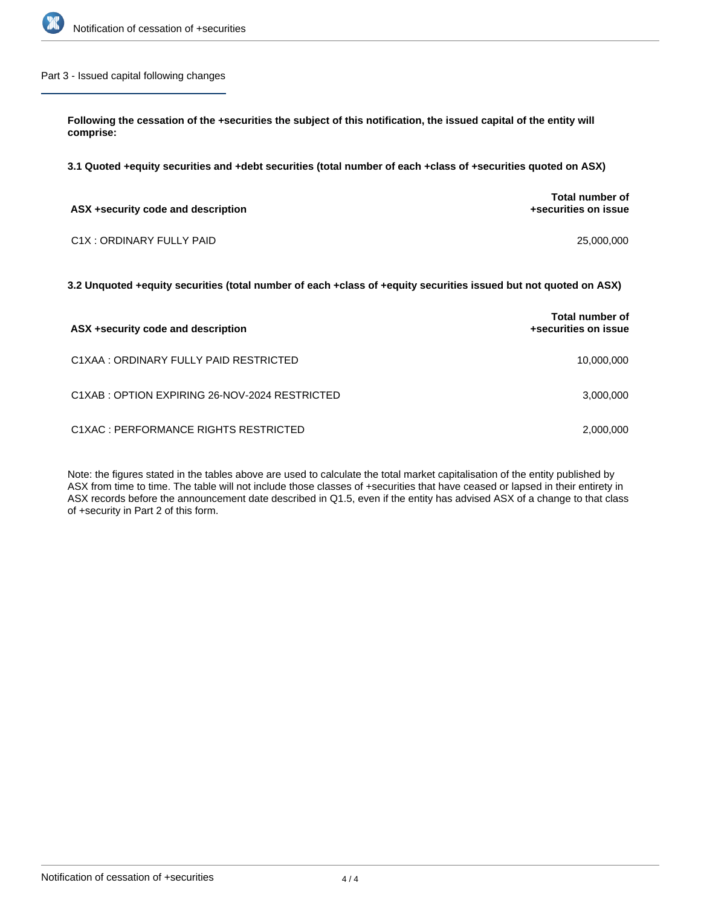## Part 3 - Issued capital following changes

**Following the cessation of the +securities the subject of this notification, the issued capital of the entity will comprise:**

**3.1 Quoted +equity securities and +debt securities (total number of each +class of +securities quoted on ASX)**

| ASX +security code and description | Total number of +securities on issue |
| --- | --- |
| C1X : ORDINARY FULLY PAID | 25,000,000 |

**3.2 Unquoted +equity securities (total number of each +class of +equity securities issued but not quoted on ASX)**

| ASX +security code and description | Total number of +securities on issue |
| --- | --- |
| C1XAA : ORDINARY FULLY PAID RESTRICTED | 10,000,000 |
| C1XAB : OPTION EXPIRING 26-NOV-2024 RESTRICTED | 3,000,000 |
| C1XAC : PERFORMANCE RIGHTS RESTRICTED | 2,000,000 |

Note: the figures stated in the tables above are used to calculate the total market capitalisation of the entity published by ASX from time to time. The table will not include those classes of +securities that have ceased or lapsed in their entirety in ASX records before the announcement date described in Q1.5, even if the entity has advised ASX of a change to that class of +security in Part 2 of this form.